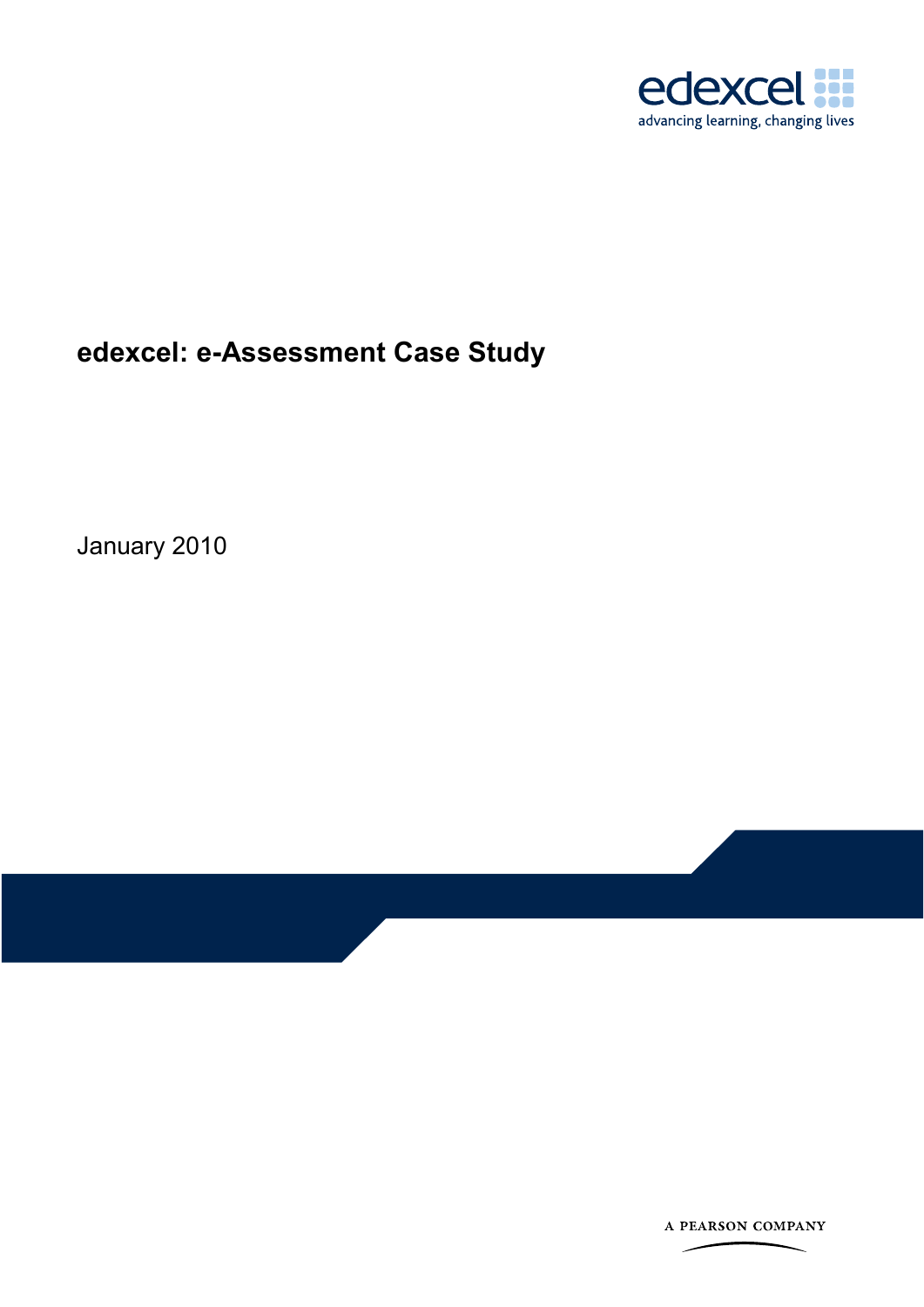edexcel
advancing learning, changing lives

# edexcel: e-Assessment Case Study

January 2010

A PEARSON COMPANY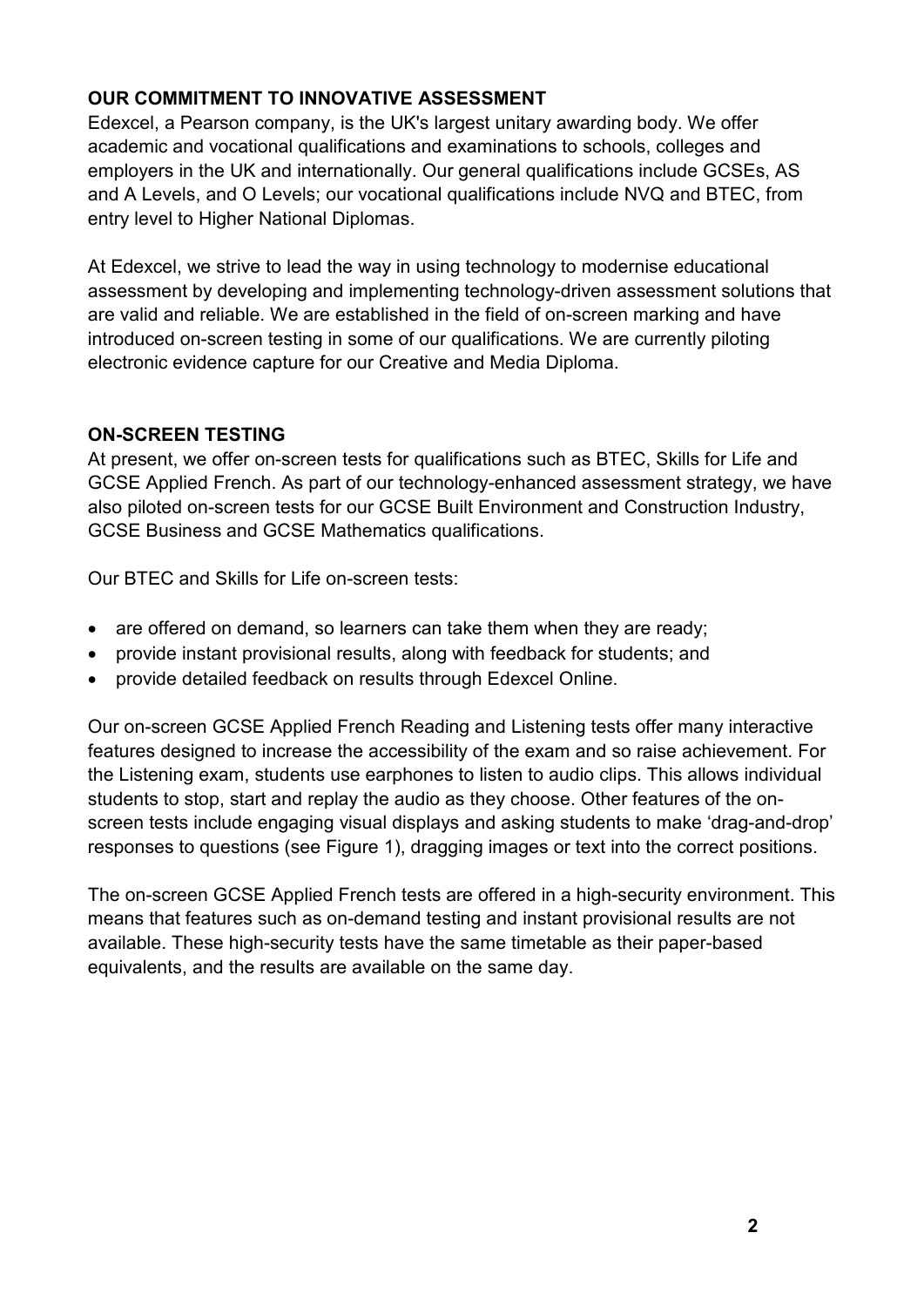## OUR COMMITMENT TO INNOVATIVE ASSESSMENT

Edexcel, a Pearson company, is the UK's largest unitary awarding body. We offer academic and vocational qualifications and examinations to schools, colleges and employers in the UK and internationally. Our general qualifications include GCSEs, AS and A Levels, and O Levels; our vocational qualifications include NVQ and BTEC, from entry level to Higher National Diplomas.

At Edexcel, we strive to lead the way in using technology to modernise educational assessment by developing and implementing technology-driven assessment solutions that are valid and reliable. We are established in the field of on-screen marking and have introduced on-screen testing in some of our qualifications. We are currently piloting electronic evidence capture for our Creative and Media Diploma.

## ON-SCREEN TESTING

At present, we offer on-screen tests for qualifications such as BTEC, Skills for Life and GCSE Applied French. As part of our technology-enhanced assessment strategy, we have also piloted on-screen tests for our GCSE Built Environment and Construction Industry, GCSE Business and GCSE Mathematics qualifications.

Our BTEC and Skills for Life on-screen tests:

- are offered on demand, so learners can take them when they are ready;
- provide instant provisional results, along with feedback for students; and
- provide detailed feedback on results through Edexcel Online.

Our on-screen GCSE Applied French Reading and Listening tests offer many interactive features designed to increase the accessibility of the exam and so raise achievement. For the Listening exam, students use earphones to listen to audio clips. This allows individual students to stop, start and replay the audio as they choose. Other features of the on-screen tests include engaging visual displays and asking students to make 'drag-and-drop' responses to questions (see Figure 1), dragging images or text into the correct positions.

The on-screen GCSE Applied French tests are offered in a high-security environment. This means that features such as on-demand testing and instant provisional results are not available. These high-security tests have the same timetable as their paper-based equivalents, and the results are available on the same day.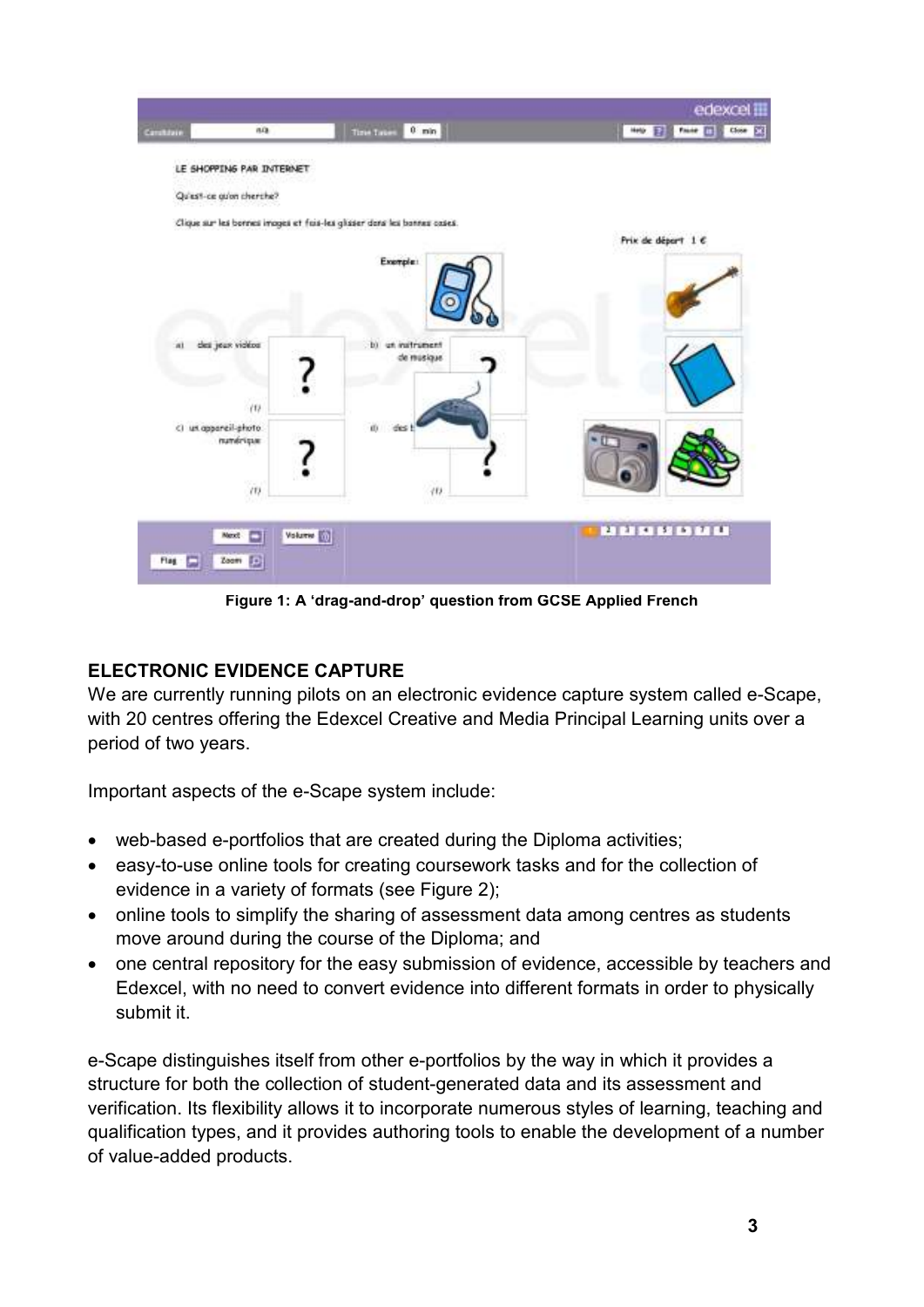Figure 1: A 'drag-and-drop' question from GCSE Applied French

## ELECTRONIC EVIDENCE CAPTURE

We are currently running pilots on an electronic evidence capture system called e-Scape, with 20 centres offering the Edexcel Creative and Media Principal Learning units over a period of two years.

Important aspects of the e-Scape system include:

- web-based e-portfolios that are created during the Diploma activities;
- easy-to-use online tools for creating coursework tasks and for the collection of evidence in a variety of formats (see Figure 2);
- online tools to simplify the sharing of assessment data among centres as students move around during the course of the Diploma; and
- one central repository for the easy submission of evidence, accessible by teachers and Edexcel, with no need to convert evidence into different formats in order to physically submit it.

e-Scape distinguishes itself from other e-portfolios by the way in which it provides a structure for both the collection of student-generated data and its assessment and verification. Its flexibility allows it to incorporate numerous styles of learning, teaching and qualification types, and it provides authoring tools to enable the development of a number of value-added products.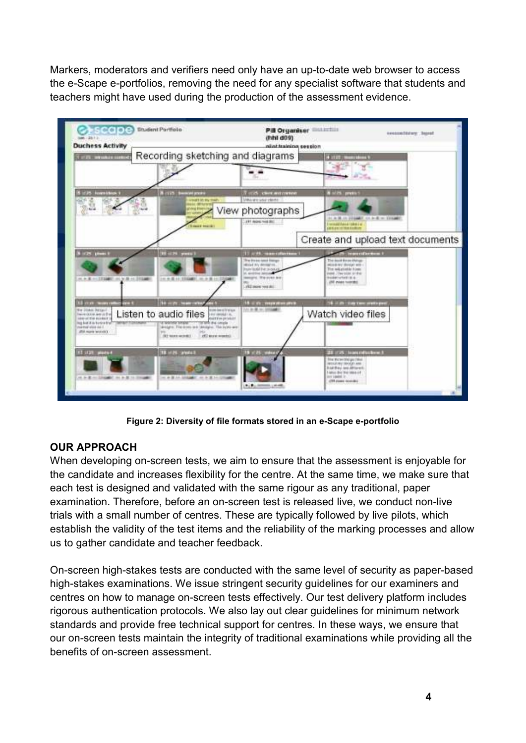Markers, moderators and verifiers need only have an up-to-date web browser to access the e-Scape e-portfolios, removing the need for any specialist software that students and teachers might have used during the production of the assessment evidence.

**Figure 2: Diversity of file formats stored in an e-Scape e-portfolio**

**OUR APPROACH**

When developing on-screen tests, we aim to ensure that the assessment is enjoyable for the candidate and increases flexibility for the centre. At the same time, we make sure that each test is designed and validated with the same rigour as any traditional, paper examination. Therefore, before an on-screen test is released live, we conduct non-live trials with a small number of centres. These are typically followed by live pilots, which establish the validity of the test items and the reliability of the marking processes and allow us to gather candidate and teacher feedback.

On-screen high-stakes tests are conducted with the same level of security as paper-based high-stakes examinations. We issue stringent security guidelines for our examiners and centres on how to manage on-screen tests effectively. Our test delivery platform includes rigorous authentication protocols. We also lay out clear guidelines for minimum network standards and provide free technical support for centres. In these ways, we ensure that our on-screen tests maintain the integrity of traditional examinations while providing all the benefits of on-screen assessment.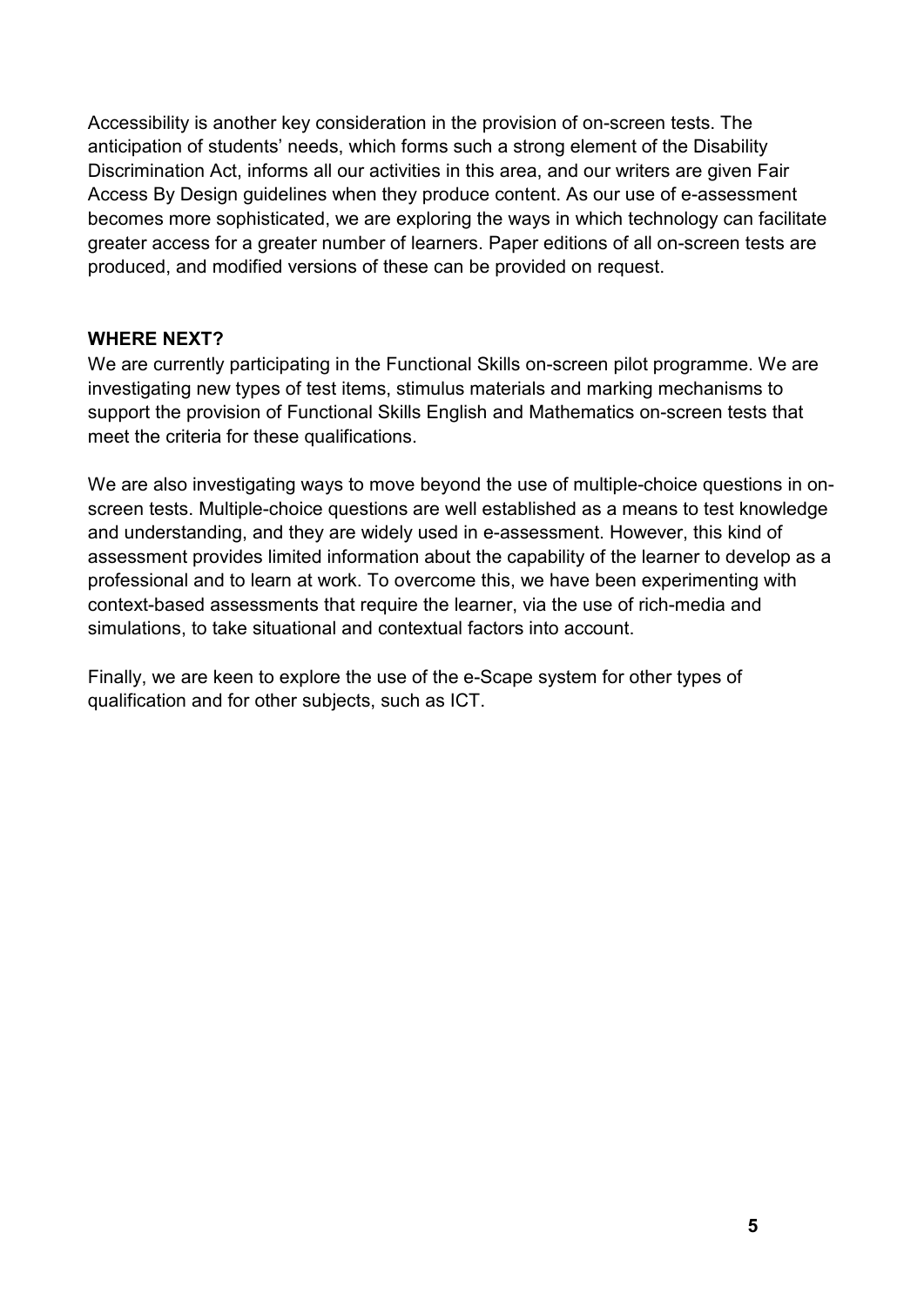Accessibility is another key consideration in the provision of on-screen tests. The anticipation of students' needs, which forms such a strong element of the Disability Discrimination Act, informs all our activities in this area, and our writers are given Fair Access By Design guidelines when they produce content. As our use of e-assessment becomes more sophisticated, we are exploring the ways in which technology can facilitate greater access for a greater number of learners. Paper editions of all on-screen tests are produced, and modified versions of these can be provided on request.

**WHERE NEXT?**

We are currently participating in the Functional Skills on-screen pilot programme. We are investigating new types of test items, stimulus materials and marking mechanisms to support the provision of Functional Skills English and Mathematics on-screen tests that meet the criteria for these qualifications.

We are also investigating ways to move beyond the use of multiple-choice questions in on-screen tests. Multiple-choice questions are well established as a means to test knowledge and understanding, and they are widely used in e-assessment. However, this kind of assessment provides limited information about the capability of the learner to develop as a professional and to learn at work. To overcome this, we have been experimenting with context-based assessments that require the learner, via the use of rich-media and simulations, to take situational and contextual factors into account.

Finally, we are keen to explore the use of the e-Scape system for other types of qualification and for other subjects, such as ICT.